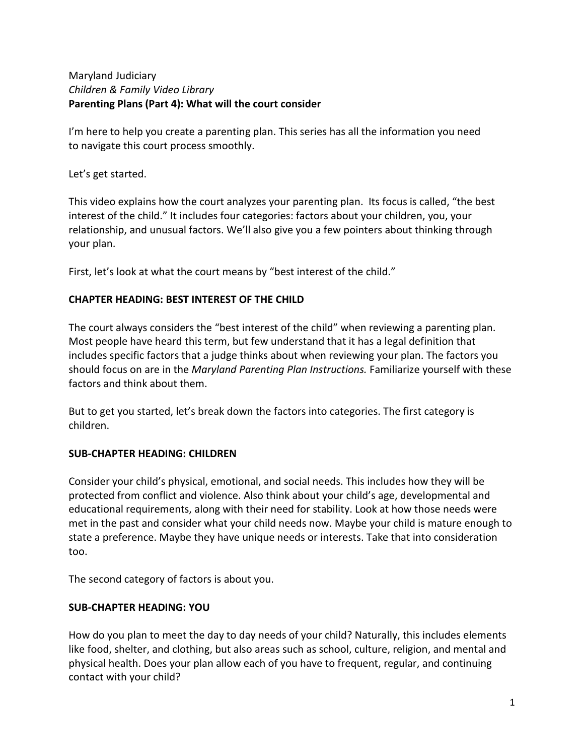Maryland Judiciary
*Children & Family Video Library*
**Parenting Plans (Part 4): What will the court consider**

I'm here to help you create a parenting plan. This series has all the information you need to navigate this court process smoothly.

Let's get started.

This video explains how the court analyzes your parenting plan. Its focus is called, "the best interest of the child." It includes four categories: factors about your children, you, your relationship, and unusual factors. We'll also give you a few pointers about thinking through your plan.

First, let's look at what the court means by "best interest of the child."

## CHAPTER HEADING: BEST INTEREST OF THE CHILD

The court always considers the "best interest of the child" when reviewing a parenting plan. Most people have heard this term, but few understand that it has a legal definition that includes specific factors that a judge thinks about when reviewing your plan. The factors you should focus on are in the *Maryland Parenting Plan Instructions.* Familiarize yourself with these factors and think about them.

But to get you started, let's break down the factors into categories. The first category is children.

### SUB-CHAPTER HEADING: CHILDREN

Consider your child's physical, emotional, and social needs. This includes how they will be protected from conflict and violence. Also think about your child's age, developmental and educational requirements, along with their need for stability. Look at how those needs were met in the past and consider what your child needs now. Maybe your child is mature enough to state a preference. Maybe they have unique needs or interests. Take that into consideration too.

The second category of factors is about you.

### SUB-CHAPTER HEADING: YOU

How do you plan to meet the day to day needs of your child? Naturally, this includes elements like food, shelter, and clothing, but also areas such as school, culture, religion, and mental and physical health. Does your plan allow each of you have to frequent, regular, and continuing contact with your child?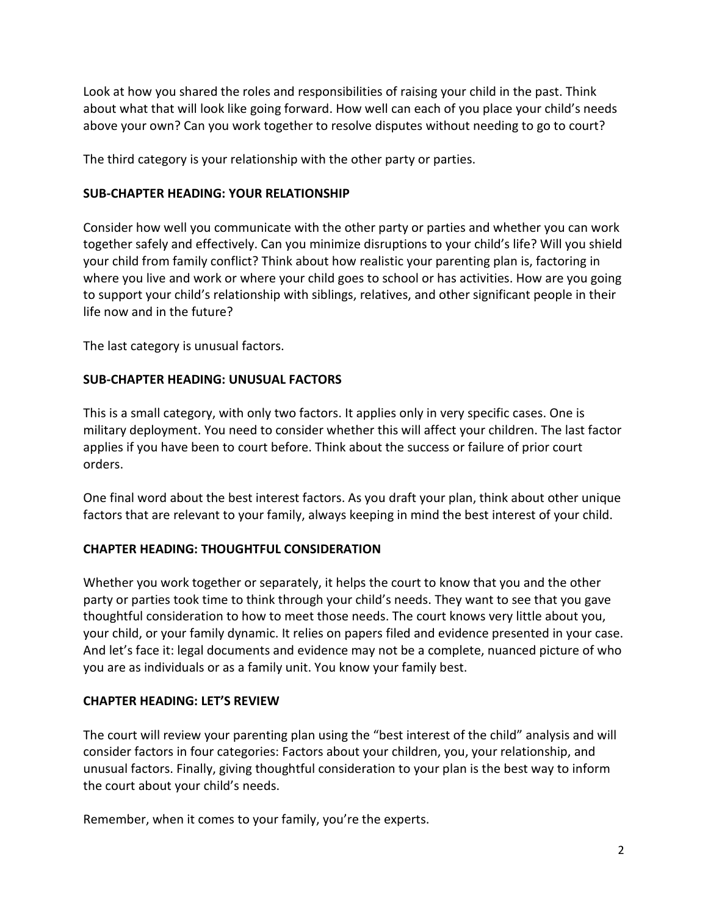Look at how you shared the roles and responsibilities of raising your child in the past. Think about what that will look like going forward. How well can each of you place your child's needs above your own? Can you work together to resolve disputes without needing to go to court?

The third category is your relationship with the other party or parties.

**SUB-CHAPTER HEADING: YOUR RELATIONSHIP**

Consider how well you communicate with the other party or parties and whether you can work together safely and effectively. Can you minimize disruptions to your child's life? Will you shield your child from family conflict? Think about how realistic your parenting plan is, factoring in where you live and work or where your child goes to school or has activities. How are you going to support your child's relationship with siblings, relatives, and other significant people in their life now and in the future?

The last category is unusual factors.

**SUB-CHAPTER HEADING: UNUSUAL FACTORS**

This is a small category, with only two factors. It applies only in very specific cases. One is military deployment. You need to consider whether this will affect your children. The last factor applies if you have been to court before. Think about the success or failure of prior court orders.

One final word about the best interest factors. As you draft your plan, think about other unique factors that are relevant to your family, always keeping in mind the best interest of your child.

**CHAPTER HEADING: THOUGHTFUL CONSIDERATION**

Whether you work together or separately, it helps the court to know that you and the other party or parties took time to think through your child's needs. They want to see that you gave thoughtful consideration to how to meet those needs. The court knows very little about you, your child, or your family dynamic. It relies on papers filed and evidence presented in your case. And let's face it: legal documents and evidence may not be a complete, nuanced picture of who you are as individuals or as a family unit. You know your family best.

**CHAPTER HEADING: LET'S REVIEW**

The court will review your parenting plan using the "best interest of the child" analysis and will consider factors in four categories: Factors about your children, you, your relationship, and unusual factors. Finally, giving thoughtful consideration to your plan is the best way to inform the court about your child's needs.

Remember, when it comes to your family, you're the experts.